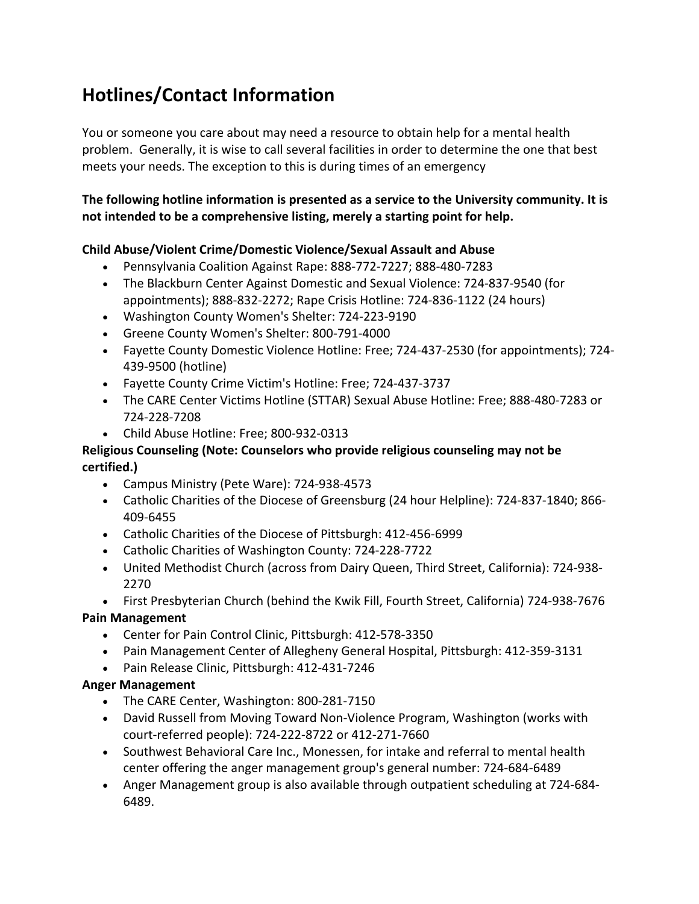# Hotlines/Contact Information

You or someone you care about may need a resource to obtain help for a mental health problem. Generally, it is wise to call several facilities in order to determine the one that best meets your needs. The exception to this is during times of an emergency

**The following hotline information is presented as a service to the University community. It is not intended to be a comprehensive listing, merely a starting point for help.**

**Child Abuse/Violent Crime/Domestic Violence/Sexual Assault and Abuse**

- Pennsylvania Coalition Against Rape: 888-772-7227; 888-480-7283
- The Blackburn Center Against Domestic and Sexual Violence: 724-837-9540 (for appointments); 888-832-2272; Rape Crisis Hotline: 724-836-1122 (24 hours)
- Washington County Women's Shelter: 724-223-9190
- Greene County Women's Shelter: 800-791-4000
- Fayette County Domestic Violence Hotline: Free; 724-437-2530 (for appointments); 724-439-9500 (hotline)
- Fayette County Crime Victim's Hotline: Free; 724-437-3737
- The CARE Center Victims Hotline (STTAR) Sexual Abuse Hotline: Free; 888-480-7283 or 724-228-7208
- Child Abuse Hotline: Free; 800-932-0313

**Religious Counseling (Note: Counselors who provide religious counseling may not be certified.)**

- Campus Ministry (Pete Ware): 724-938-4573
- Catholic Charities of the Diocese of Greensburg (24 hour Helpline): 724-837-1840; 866-409-6455
- Catholic Charities of the Diocese of Pittsburgh: 412-456-6999
- Catholic Charities of Washington County: 724-228-7722
- United Methodist Church (across from Dairy Queen, Third Street, California): 724-938-2270
- First Presbyterian Church (behind the Kwik Fill, Fourth Street, California) 724-938-7676

**Pain Management**

- Center for Pain Control Clinic, Pittsburgh: 412-578-3350
- Pain Management Center of Allegheny General Hospital, Pittsburgh: 412-359-3131
- Pain Release Clinic, Pittsburgh: 412-431-7246

**Anger Management**

- The CARE Center, Washington: 800-281-7150
- David Russell from Moving Toward Non-Violence Program, Washington (works with court-referred people): 724-222-8722 or 412-271-7660
- Southwest Behavioral Care Inc., Monessen, for intake and referral to mental health center offering the anger management group's general number: 724-684-6489
- Anger Management group is also available through outpatient scheduling at 724-684-6489.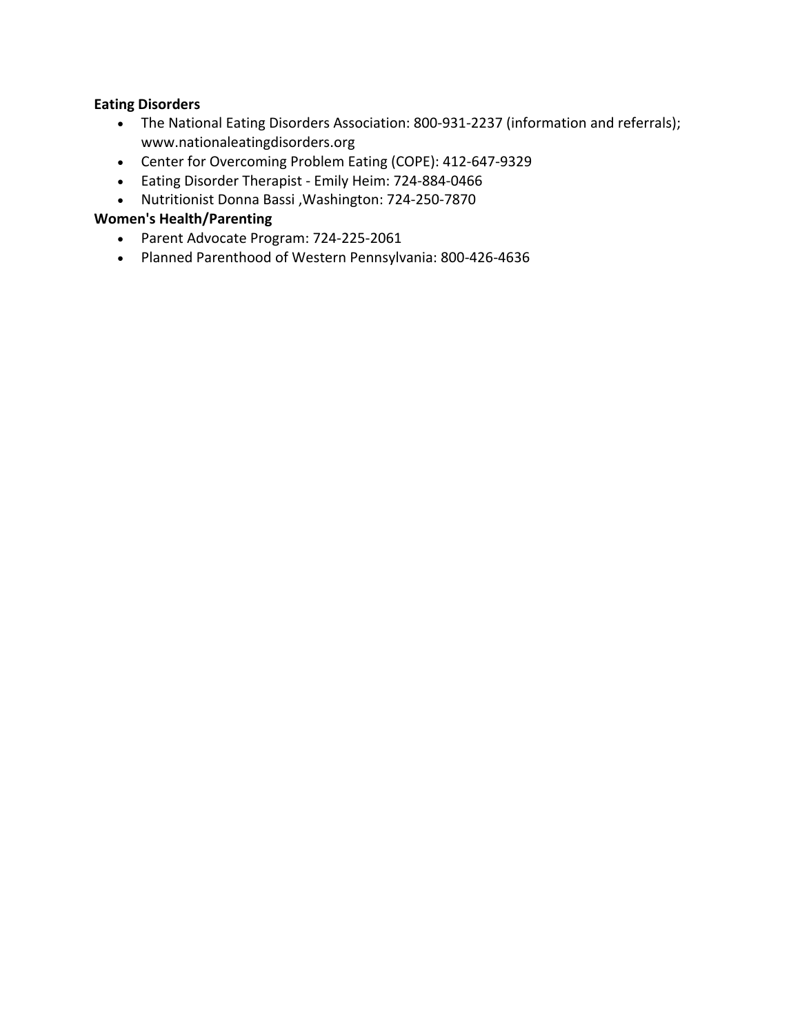**Eating Disorders**

- The National Eating Disorders Association: 800-931-2237 (information and referrals); www.nationaleatingdisorders.org
- Center for Overcoming Problem Eating (COPE): 412-647-9329
- Eating Disorder Therapist - Emily Heim: 724-884-0466
- Nutritionist Donna Bassi ,Washington: 724-250-7870

**Women's Health/Parenting**

- Parent Advocate Program: 724-225-2061
- Planned Parenthood of Western Pennsylvania: 800-426-4636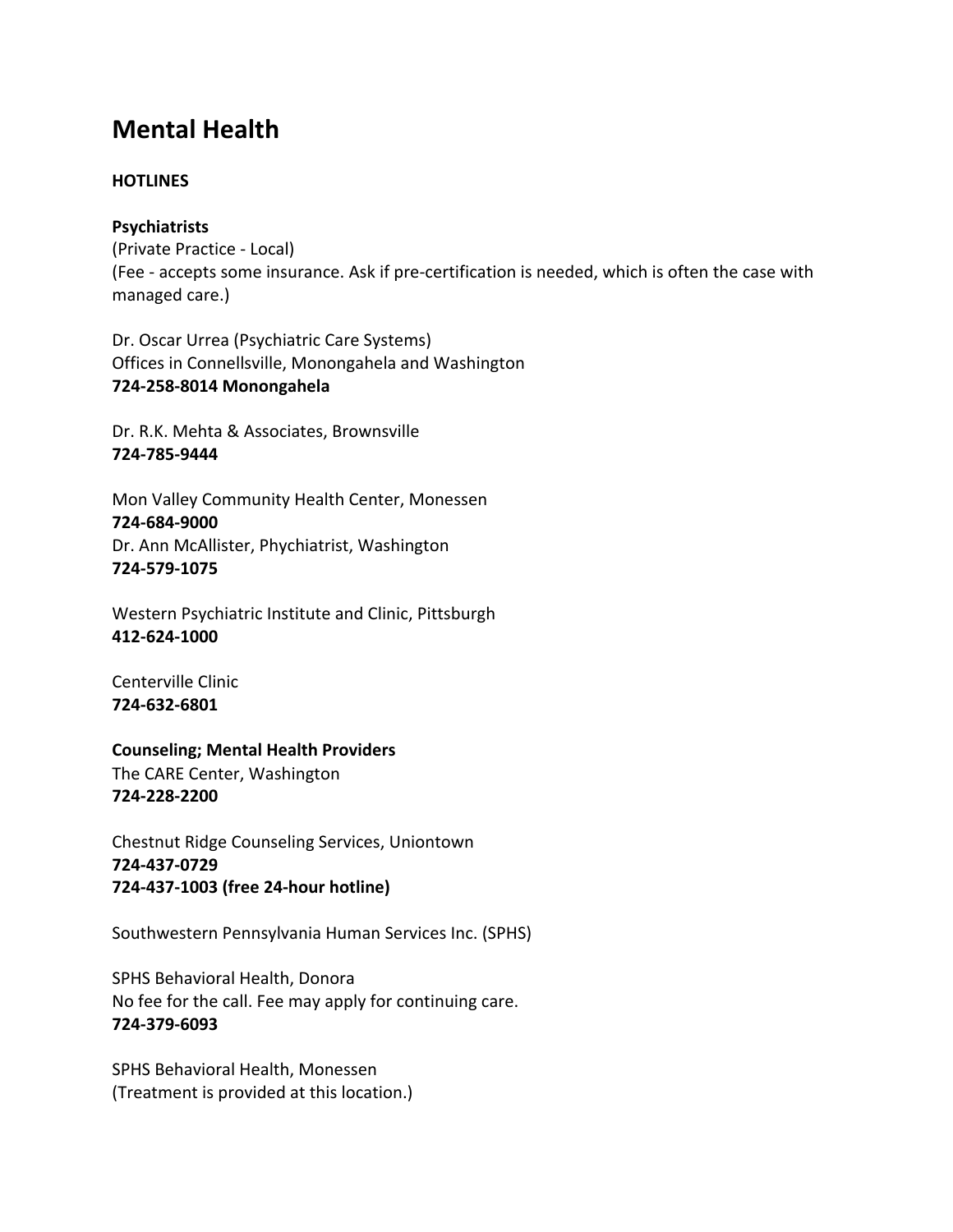# Mental Health

**HOTLINES**

**Psychiatrists**
(Private Practice - Local)
(Fee - accepts some insurance. Ask if pre-certification is needed, which is often the case with managed care.)

Dr. Oscar Urrea (Psychiatric Care Systems)
Offices in Connellsville, Monongahela and Washington
**724-258-8014 Monongahela**

Dr. R.K. Mehta & Associates, Brownsville
**724-785-9444**

Mon Valley Community Health Center, Monessen
**724-684-9000**
Dr. Ann McAllister, Phychiatrist, Washington
**724-579-1075**

Western Psychiatric Institute and Clinic, Pittsburgh
**412-624-1000**

Centerville Clinic
**724-632-6801**

**Counseling; Mental Health Providers**
The CARE Center, Washington
**724-228-2200**

Chestnut Ridge Counseling Services, Uniontown
**724-437-0729**
**724-437-1003 (free 24-hour hotline)**

Southwestern Pennsylvania Human Services Inc. (SPHS)

SPHS Behavioral Health, Donora
No fee for the call. Fee may apply for continuing care.
**724-379-6093**

SPHS Behavioral Health, Monessen
(Treatment is provided at this location.)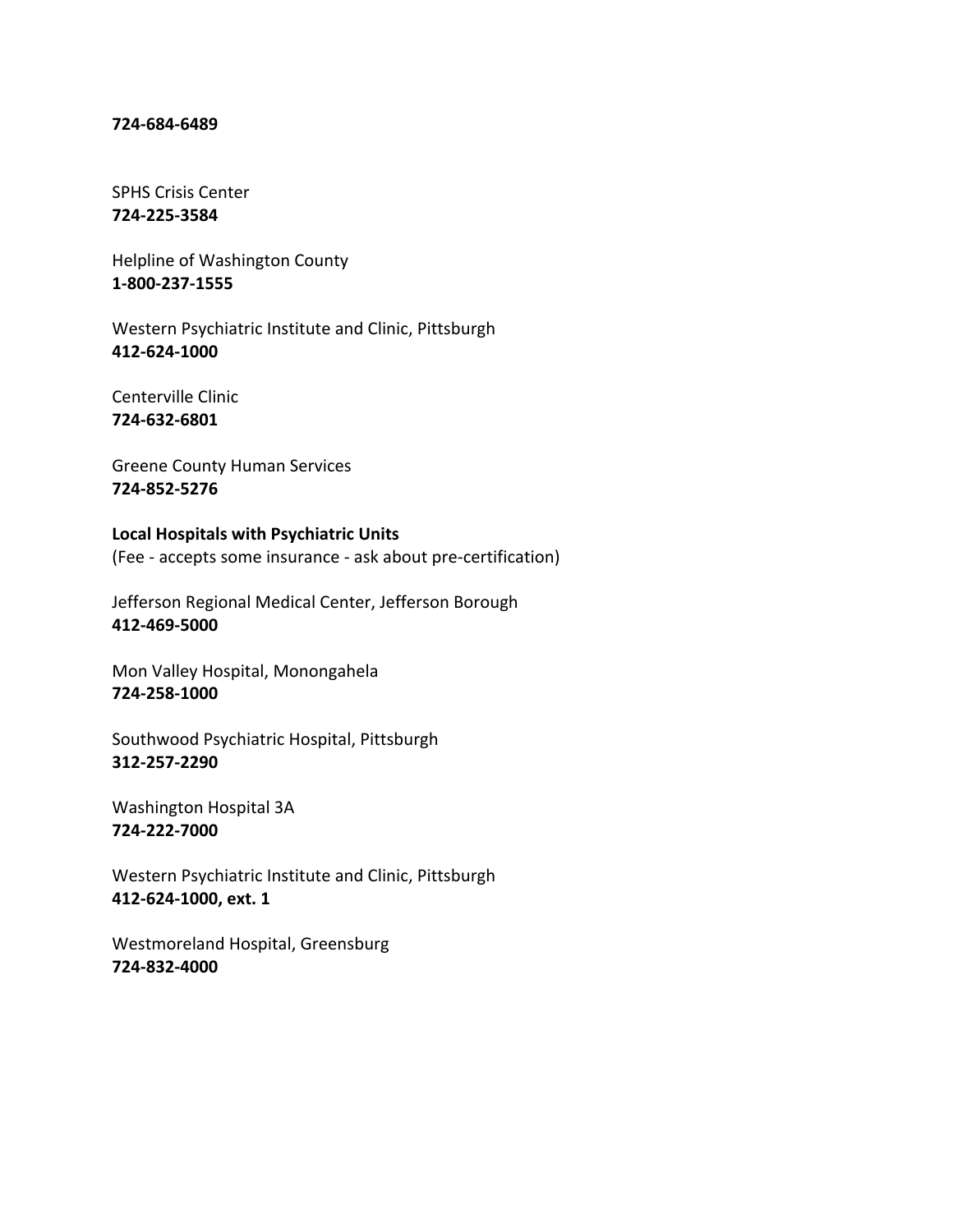**724-684-6489**

SPHS Crisis Center
**724-225-3584**

Helpline of Washington County
**1-800-237-1555**

Western Psychiatric Institute and Clinic, Pittsburgh
**412-624-1000**

Centerville Clinic
**724-632-6801**

Greene County Human Services
**724-852-5276**

**Local Hospitals with Psychiatric Units**
(Fee - accepts some insurance - ask about pre-certification)

Jefferson Regional Medical Center, Jefferson Borough
**412-469-5000**

Mon Valley Hospital, Monongahela
**724-258-1000**

Southwood Psychiatric Hospital, Pittsburgh
**312-257-2290**

Washington Hospital 3A
**724-222-7000**

Western Psychiatric Institute and Clinic, Pittsburgh
**412-624-1000, ext. 1**

Westmoreland Hospital, Greensburg
**724-832-4000**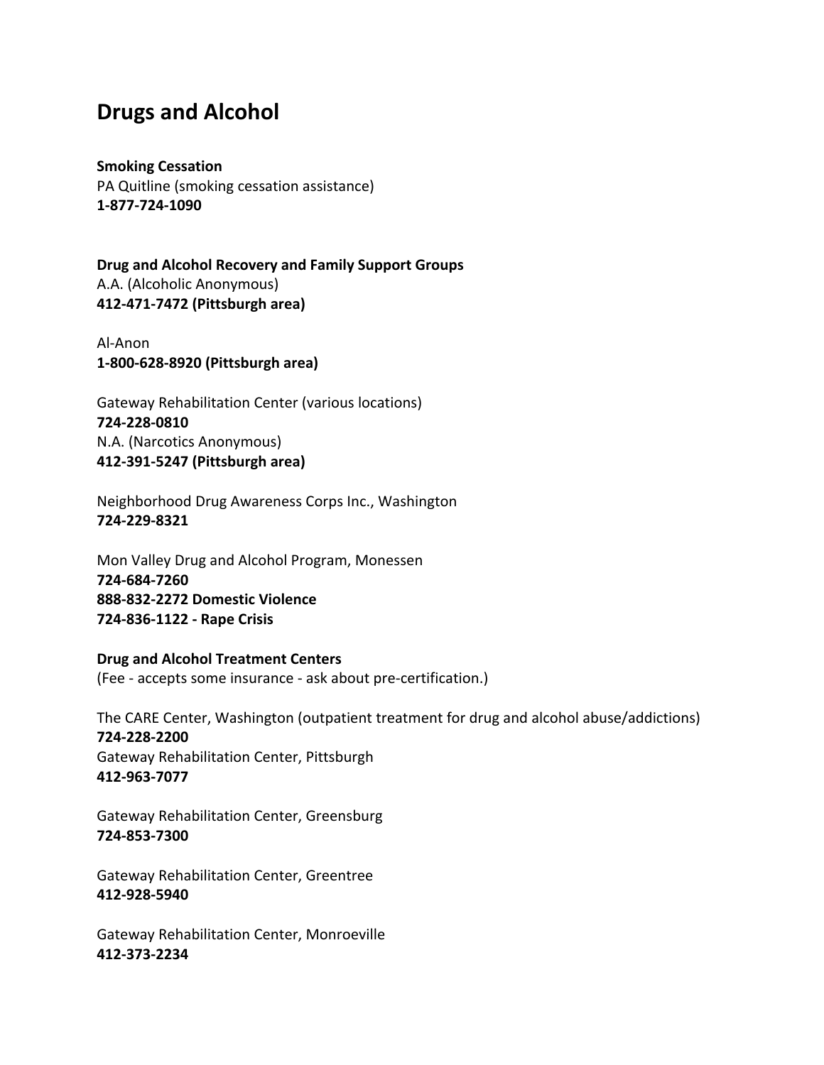# Drugs and Alcohol

**Smoking Cessation**
PA Quitline (smoking cessation assistance)
**1-877-724-1090**

**Drug and Alcohol Recovery and Family Support Groups**
A.A. (Alcoholic Anonymous)
**412-471-7472 (Pittsburgh area)**

Al-Anon
**1-800-628-8920 (Pittsburgh area)**

Gateway Rehabilitation Center (various locations)
**724-228-0810**
N.A. (Narcotics Anonymous)
**412-391-5247 (Pittsburgh area)**

Neighborhood Drug Awareness Corps Inc., Washington
**724-229-8321**

Mon Valley Drug and Alcohol Program, Monessen
**724-684-7260**
**888-832-2272 Domestic Violence**
**724-836-1122 - Rape Crisis**

**Drug and Alcohol Treatment Centers**
(Fee - accepts some insurance - ask about pre-certification.)

The CARE Center, Washington (outpatient treatment for drug and alcohol abuse/addictions)
**724-228-2200**
Gateway Rehabilitation Center, Pittsburgh
**412-963-7077**

Gateway Rehabilitation Center, Greensburg
**724-853-7300**

Gateway Rehabilitation Center, Greentree
**412-928-5940**

Gateway Rehabilitation Center, Monroeville
**412-373-2234**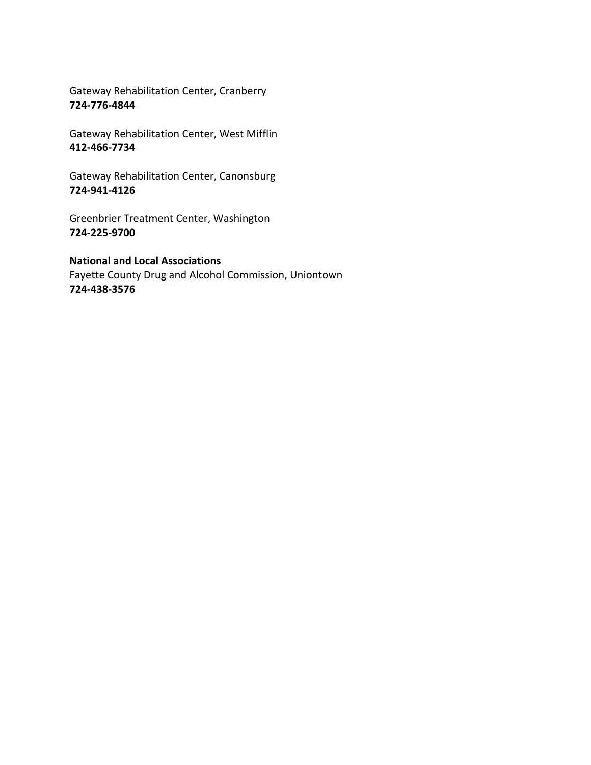Gateway Rehabilitation Center, Cranberry
**724-776-4844**

Gateway Rehabilitation Center, West Mifflin
**412-466-7734**

Gateway Rehabilitation Center, Canonsburg
**724-941-4126**

Greenbrier Treatment Center, Washington
**724-225-9700**

**National and Local Associations**
Fayette County Drug and Alcohol Commission, Uniontown
**724-438-3576**